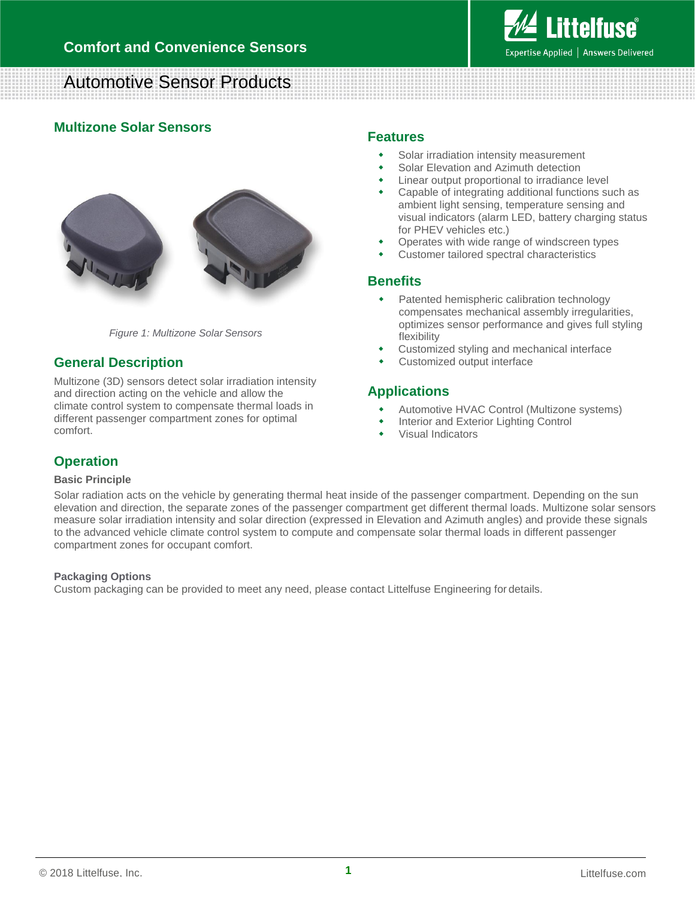# Comfort and Convenience Sensors

## Automotive Sensor Products

## Multizone Solar Sensors

*Figure 1: Multizone Solar Sensors*

## General Description

Multizone (3D) sensors detect solar irradiation intensity and direction acting on the vehicle and allow the climate control system to compensate thermal loads in different passenger compartment zones for optimal comfort.

## Features

- Solar irradiation intensity measurement
- Solar Elevation and Azimuth detection
- Linear output proportional to irradiance level
- Capable of integrating additional functions such as ambient light sensing, temperature sensing and visual indicators (alarm LED, battery charging status for PHEV vehicles etc.)
- Operates with wide range of windscreen types
- Customer tailored spectral characteristics

## Benefits

- Patented hemispheric calibration technology compensates mechanical assembly irregularities, optimizes sensor performance and gives full styling flexibility
- Customized styling and mechanical interface
- Customized output interface

## Applications

- Automotive HVAC Control (Multizone systems)
- Interior and Exterior Lighting Control
- Visual Indicators

## Operation

**Basic Principle**

Solar radiation acts on the vehicle by generating thermal heat inside of the passenger compartment. Depending on the sun elevation and direction, the separate zones of the passenger compartment get different thermal loads. Multizone solar sensors measure solar irradiation intensity and solar direction (expressed in Elevation and Azimuth angles) and provide these signals to the advanced vehicle climate control system to compute and compensate solar thermal loads in different passenger compartment zones for occupant comfort.

**Packaging Options**

Custom packaging can be provided to meet any need, please contact Littelfuse Engineering for details.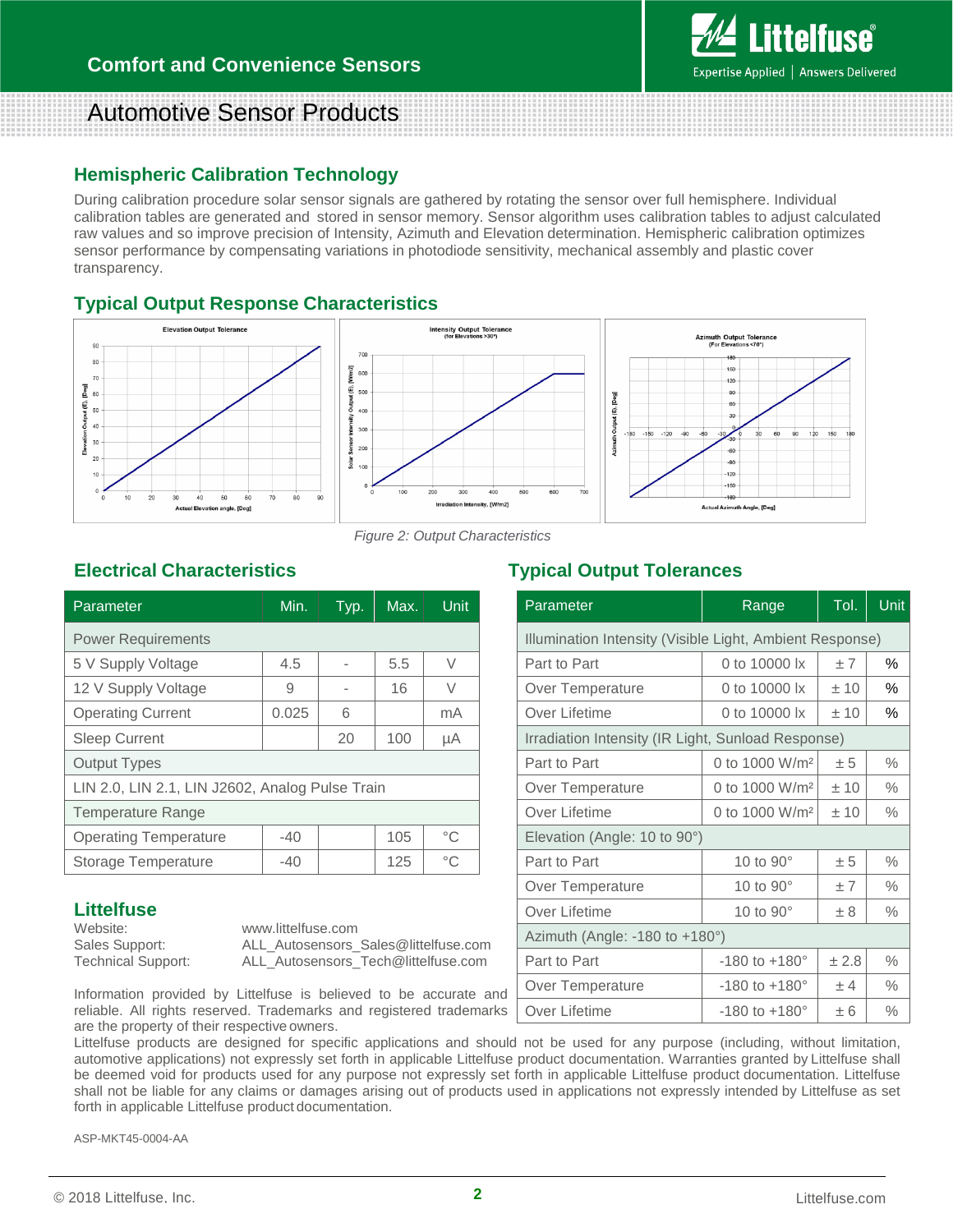## Hemispheric Calibration Technology

During calibration procedure solar sensor signals are gathered by rotating the sensor over full hemisphere. Individual calibration tables are generated and stored in sensor memory. Sensor algorithm uses calibration tables to adjust calculated raw values and so improve precision of Intensity, Azimuth and Elevation determination. Hemispheric calibration optimizes sensor performance by compensating variations in photodiode sensitivity, mechanical assembly and plastic cover transparency.

## Typical Output Response Characteristics

Elevation Output Tolerance

Elevation Output (E), [Deg]

0 10 20 30 40 50 60 70 80 90

Actual Elevation angle, [Deg]

Intensity Output Tolerance
(for Elevations >30°)

Solar Sensor Intensity Output (E), [W/m2]

0 100 200 300 400 500 600 700

Irradiation Intensity, [W/m2]

Azimuth Output Tolerance
(For Elevations <70°)

Azimuth Output (E), [Deg]

-180 -150 -120 -90 -60 -30 0 30 60 90 120 150 180

Actual Azimuth Angle, [Deg]

*Figure 2: Output Characteristics*

## Electrical Characteristics

| Parameter | Min. | Typ. | Max. | Unit |
|---|---|---|---|---|
| Power Requirements | | | | |
| 5 V Supply Voltage | 4.5 | - | 5.5 | V |
| 12 V Supply Voltage | 9 | - | 16 | V |
| Operating Current | 0.025 | 6 | | mA |
| Sleep Current | | 20 | 100 | µA |
| Output Types | | | | |
| LIN 2.0, LIN 2.1, LIN J2602, Analog Pulse Train | | | | |
| Temperature Range | | | | |
| Operating Temperature | -40 | | 105 | °C |
| Storage Temperature | -40 | | 125 | °C |

## Typical Output Tolerances

| Parameter | Range | Tol. | Unit |
|---|---|---|---|
| Illumination Intensity (Visible Light, Ambient Response) | | | |
| Part to Part | 0 to 10000 lx | ± 7 | % |
| Over Temperature | 0 to 10000 lx | ± 10 | % |
| Over Lifetime | 0 to 10000 lx | ± 10 | % |
| Irradiation Intensity (IR Light, Sunload Response) | | | |
| Part to Part | 0 to 1000 W/m² | ± 5 | % |
| Over Temperature | 0 to 1000 W/m² | ± 10 | % |
| Over Lifetime | 0 to 1000 W/m² | ± 10 | % |
| Elevation (Angle: 10 to 90°) | | | |
| Part to Part | 10 to 90° | ± 5 | % |
| Over Temperature | 10 to 90° | ± 7 | % |
| Over Lifetime | 10 to 90° | ± 8 | % |
| Azimuth (Angle: -180 to +180°) | | | |
| Part to Part | -180 to +180° | ± 2.8 | % |
| Over Temperature | -180 to +180° | ± 4 | % |
| Over Lifetime | -180 to +180° | ± 6 | % |

## Littelfuse

Website: www.littelfuse.com
Sales Support: ALL_Autosensors_Sales@littelfuse.com
Technical Support: ALL_Autosensors_Tech@littelfuse.com

Information provided by Littelfuse is believed to be accurate and reliable. All rights reserved. Trademarks and registered trademarks are the property of their respective owners.
Littelfuse products are designed for specific applications and should not be used for any purpose (including, without limitation, automotive applications) not expressly set forth in applicable Littelfuse product documentation. Warranties granted by Littelfuse shall be deemed void for products used for any purpose not expressly set forth in applicable Littelfuse product documentation. Littelfuse shall not be liable for any claims or damages arising out of products used in applications not expressly intended by Littelfuse as set forth in applicable Littelfuse product documentation.

ASP-MKT45-0004-AA